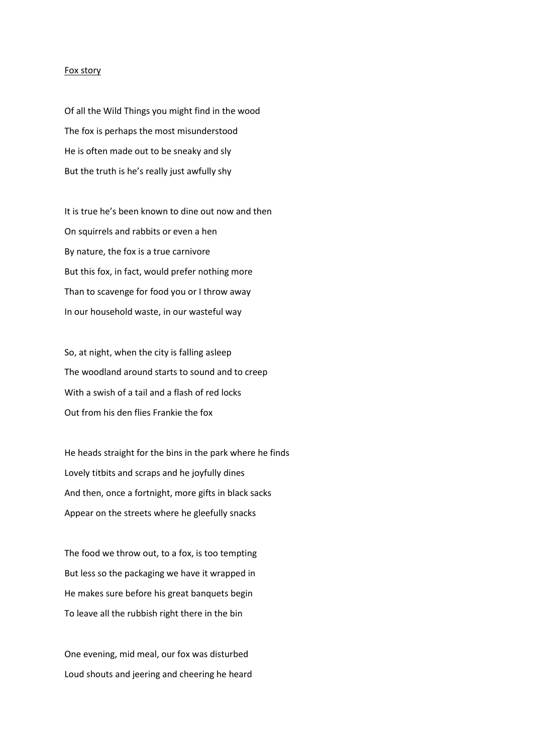Fox story

Of all the Wild Things you might find in the wood  
The fox is perhaps the most misunderstood  
He is often made out to be sneaky and sly  
But the truth is he's really just awfully shy

It is true he's been known to dine out now and then  
On squirrels and rabbits or even a hen  
By nature, the fox is a true carnivore  
But this fox, in fact, would prefer nothing more  
Than to scavenge for food you or I throw away  
In our household waste, in our wasteful way

So, at night, when the city is falling asleep  
The woodland around starts to sound and to creep  
With a swish of a tail and a flash of red locks  
Out from his den flies Frankie the fox

He heads straight for the bins in the park where he finds  
Lovely titbits and scraps and he joyfully dines  
And then, once a fortnight, more gifts in black sacks  
Appear on the streets where he gleefully snacks

The food we throw out, to a fox, is too tempting  
But less so the packaging we have it wrapped in  
He makes sure before his great banquets begin  
To leave all the rubbish right there in the bin

One evening, mid meal, our fox was disturbed  
Loud shouts and jeering and cheering he heard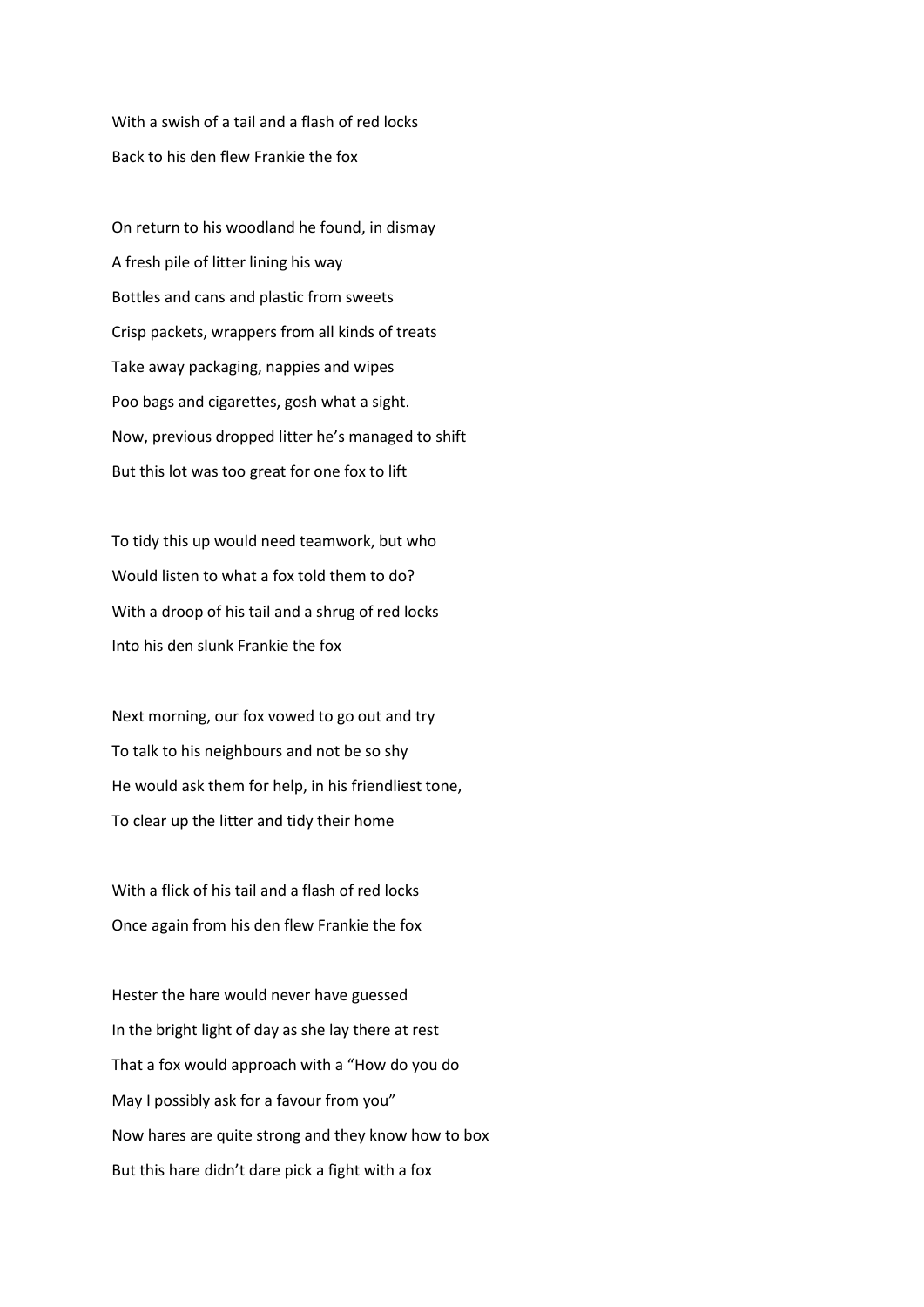With a swish of a tail and a flash of red locks
Back to his den flew Frankie the fox

On return to his woodland he found, in dismay
A fresh pile of litter lining his way
Bottles and cans and plastic from sweets
Crisp packets, wrappers from all kinds of treats
Take away packaging, nappies and wipes
Poo bags and cigarettes, gosh what a sight.
Now, previous dropped litter he's managed to shift
But this lot was too great for one fox to lift

To tidy this up would need teamwork, but who
Would listen to what a fox told them to do?
With a droop of his tail and a shrug of red locks
Into his den slunk Frankie the fox

Next morning, our fox vowed to go out and try
To talk to his neighbours and not be so shy
He would ask them for help, in his friendliest tone,
To clear up the litter and tidy their home

With a flick of his tail and a flash of red locks
Once again from his den flew Frankie the fox

Hester the hare would never have guessed
In the bright light of day as she lay there at rest
That a fox would approach with a "How do you do
May I possibly ask for a favour from you"
Now hares are quite strong and they know how to box
But this hare didn't dare pick a fight with a fox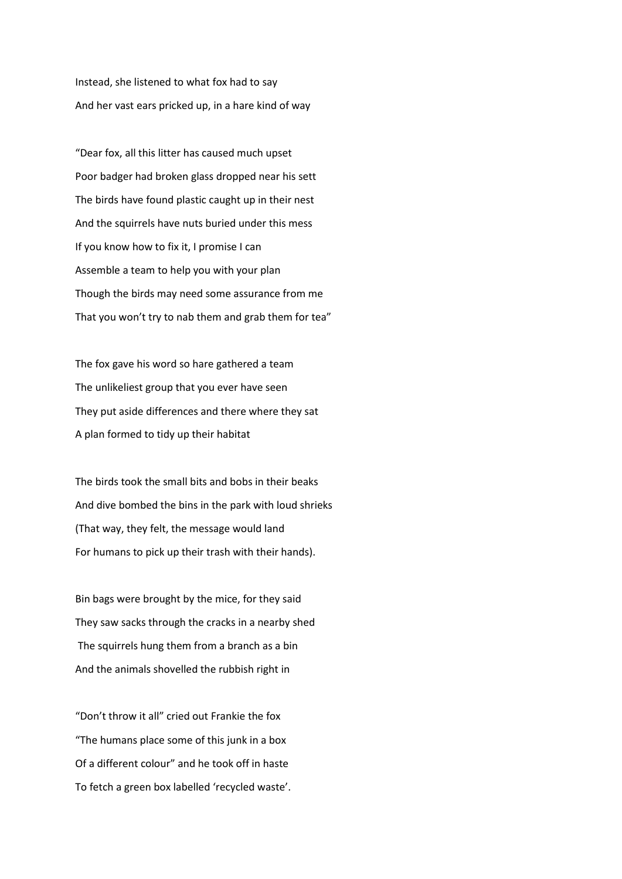Instead, she listened to what fox had to say
And her vast ears pricked up, in a hare kind of way

"Dear fox, all this litter has caused much upset
Poor badger had broken glass dropped near his sett
The birds have found plastic caught up in their nest
And the squirrels have nuts buried under this mess
If you know how to fix it, I promise I can
Assemble a team to help you with your plan
Though the birds may need some assurance from me
That you won't try to nab them and grab them for tea"

The fox gave his word so hare gathered a team
The unlikeliest group that you ever have seen
They put aside differences and there where they sat
A plan formed to tidy up their habitat

The birds took the small bits and bobs in their beaks
And dive bombed the bins in the park with loud shrieks
(That way, they felt, the message would land
For humans to pick up their trash with their hands).

Bin bags were brought by the mice, for they said
They saw sacks through the cracks in a nearby shed
The squirrels hung them from a branch as a bin
And the animals shovelled the rubbish right in

"Don't throw it all" cried out Frankie the fox
"The humans place some of this junk in a box
Of a different colour" and he took off in haste
To fetch a green box labelled 'recycled waste'.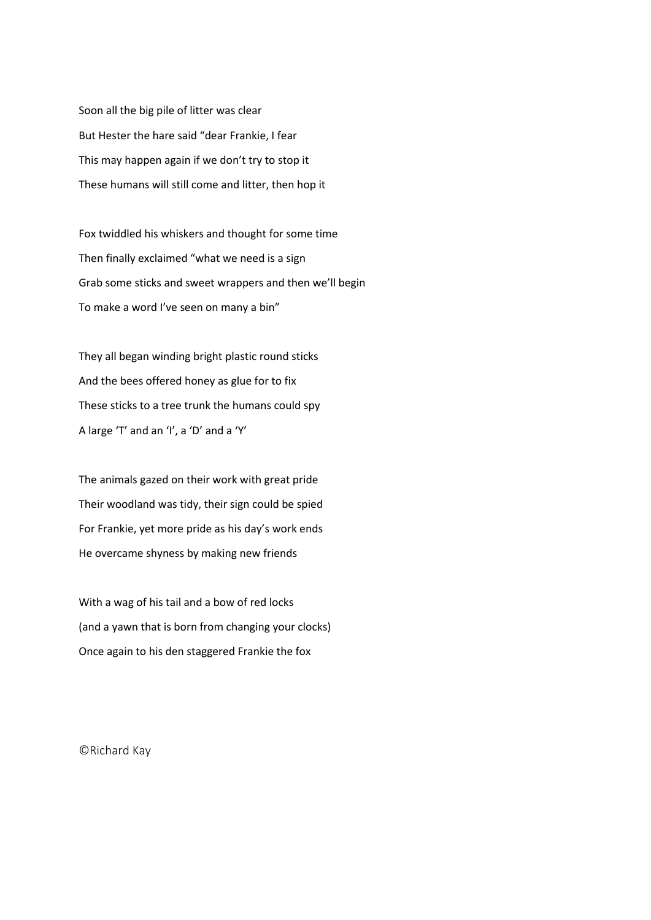Soon all the big pile of litter was clear  
But Hester the hare said "dear Frankie, I fear  
This may happen again if we don't try to stop it  
These humans will still come and litter, then hop it

Fox twiddled his whiskers and thought for some time  
Then finally exclaimed "what we need is a sign  
Grab some sticks and sweet wrappers and then we'll begin  
To make a word I've seen on many a bin"

They all began winding bright plastic round sticks  
And the bees offered honey as glue for to fix  
These sticks to a tree trunk the humans could spy  
A large 'T' and an 'I', a 'D' and a 'Y'

The animals gazed on their work with great pride  
Their woodland was tidy, their sign could be spied  
For Frankie, yet more pride as his day's work ends  
He overcame shyness by making new friends

With a wag of his tail and a bow of red locks  
(and a yawn that is born from changing your clocks)  
Once again to his den staggered Frankie the fox

©Richard Kay